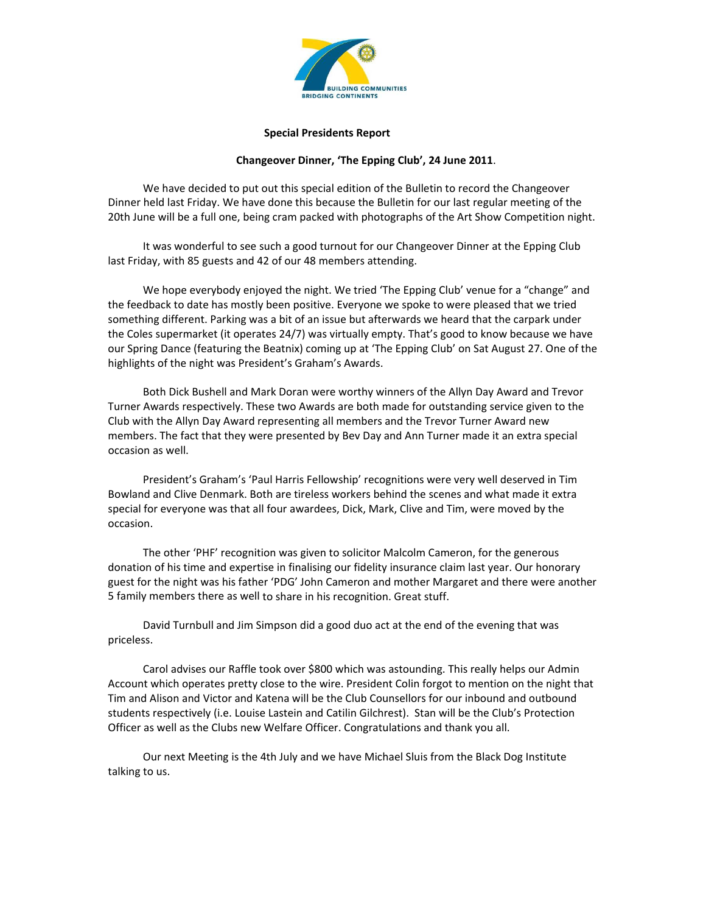BUILDING COMMUNITIES
BRIDGING CONTINENTS

**Special Presidents Report**

**Changeover Dinner, 'The Epping Club', 24 June 2011**.

We have decided to put out this special edition of the Bulletin to record the Changeover Dinner held last Friday. We have done this because the Bulletin for our last regular meeting of the 20th June will be a full one, being cram packed with photographs of the Art Show Competition night.

It was wonderful to see such a good turnout for our Changeover Dinner at the Epping Club last Friday, with 85 guests and 42 of our 48 members attending.

We hope everybody enjoyed the night. We tried 'The Epping Club' venue for a "change" and the feedback to date has mostly been positive. Everyone we spoke to were pleased that we tried something different. Parking was a bit of an issue but afterwards we heard that the carpark under the Coles supermarket (it operates 24/7) was virtually empty. That's good to know because we have our Spring Dance (featuring the Beatnix) coming up at 'The Epping Club' on Sat August 27. One of the highlights of the night was President's Graham's Awards.

Both Dick Bushell and Mark Doran were worthy winners of the Allyn Day Award and Trevor Turner Awards respectively. These two Awards are both made for outstanding service given to the Club with the Allyn Day Award representing all members and the Trevor Turner Award new members. The fact that they were presented by Bev Day and Ann Turner made it an extra special occasion as well.

President's Graham's 'Paul Harris Fellowship' recognitions were very well deserved in Tim Bowland and Clive Denmark. Both are tireless workers behind the scenes and what made it extra special for everyone was that all four awardees, Dick, Mark, Clive and Tim, were moved by the occasion.

The other 'PHF' recognition was given to solicitor Malcolm Cameron, for the generous donation of his time and expertise in finalising our fidelity insurance claim last year. Our honorary guest for the night was his father 'PDG' John Cameron and mother Margaret and there were another 5 family members there as well to share in his recognition. Great stuff.

David Turnbull and Jim Simpson did a good duo act at the end of the evening that was priceless.

Carol advises our Raffle took over $800 which was astounding. This really helps our Admin Account which operates pretty close to the wire. President Colin forgot to mention on the night that Tim and Alison and Victor and Katena will be the Club Counsellors for our inbound and outbound students respectively (i.e. Louise Lastein and Catilin Gilchrest). Stan will be the Club's Protection Officer as well as the Clubs new Welfare Officer. Congratulations and thank you all.

Our next Meeting is the 4th July and we have Michael Sluis from the Black Dog Institute talking to us.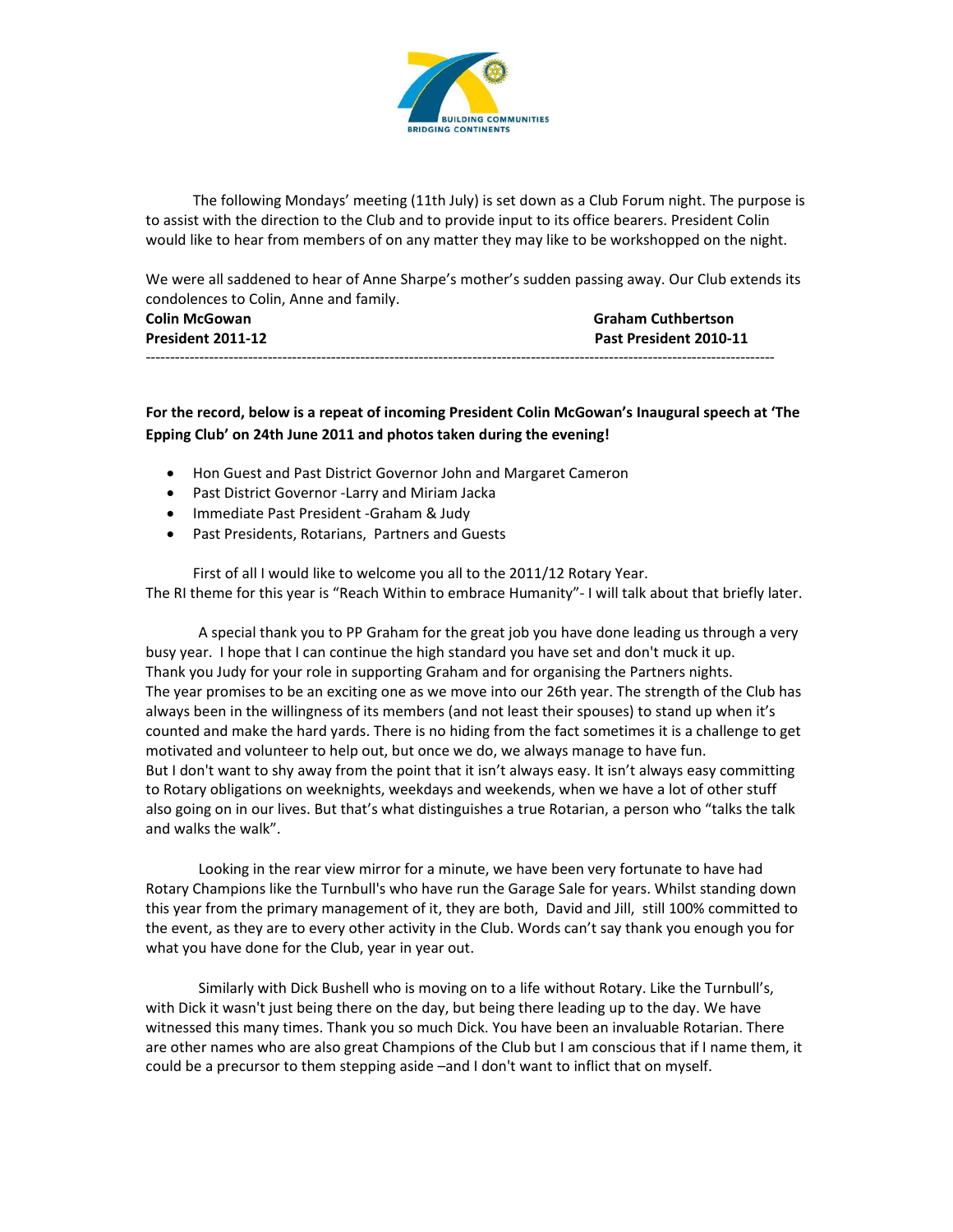The following Mondays' meeting (11th July) is set down as a Club Forum night. The purpose is to assist with the direction to the Club and to provide input to its office bearers. President Colin would like to hear from members of on any matter they may like to be workshopped on the night.

We were all saddened to hear of Anne Sharpe's mother's sudden passing away. Our Club extends its condolences to Colin, Anne and family.

**Colin McGowan**
**President 2011-12**

**Graham Cuthbertson**
**Past President 2010-11**

---

**For the record, below is a repeat of incoming President Colin McGowan's Inaugural speech at 'The Epping Club' on 24th June 2011 and photos taken during the evening!**

- Hon Guest and Past District Governor John and Margaret Cameron
- Past District Governor -Larry and Miriam Jacka
- Immediate Past President -Graham & Judy
- Past Presidents, Rotarians, Partners and Guests

First of all I would like to welcome you all to the 2011/12 Rotary Year.
The RI theme for this year is "Reach Within to embrace Humanity"- I will talk about that briefly later.

A special thank you to PP Graham for the great job you have done leading us through a very busy year. I hope that I can continue the high standard you have set and don't muck it up. Thank you Judy for your role in supporting Graham and for organising the Partners nights.
The year promises to be an exciting one as we move into our 26th year. The strength of the Club has always been in the willingness of its members (and not least their spouses) to stand up when it's counted and make the hard yards. There is no hiding from the fact sometimes it is a challenge to get motivated and volunteer to help out, but once we do, we always manage to have fun.
But I don't want to shy away from the point that it isn't always easy. It isn't always easy committing to Rotary obligations on weeknights, weekdays and weekends, when we have a lot of other stuff also going on in our lives. But that's what distinguishes a true Rotarian, a person who "talks the talk and walks the walk".

Looking in the rear view mirror for a minute, we have been very fortunate to have had Rotary Champions like the Turnbull's who have run the Garage Sale for years. Whilst standing down this year from the primary management of it, they are both, David and Jill, still 100% committed to the event, as they are to every other activity in the Club. Words can't say thank you enough you for what you have done for the Club, year in year out.

Similarly with Dick Bushell who is moving on to a life without Rotary. Like the Turnbull's, with Dick it wasn't just being there on the day, but being there leading up to the day. We have witnessed this many times. Thank you so much Dick. You have been an invaluable Rotarian. There are other names who are also great Champions of the Club but I am conscious that if I name them, it could be a precursor to them stepping aside –and I don't want to inflict that on myself.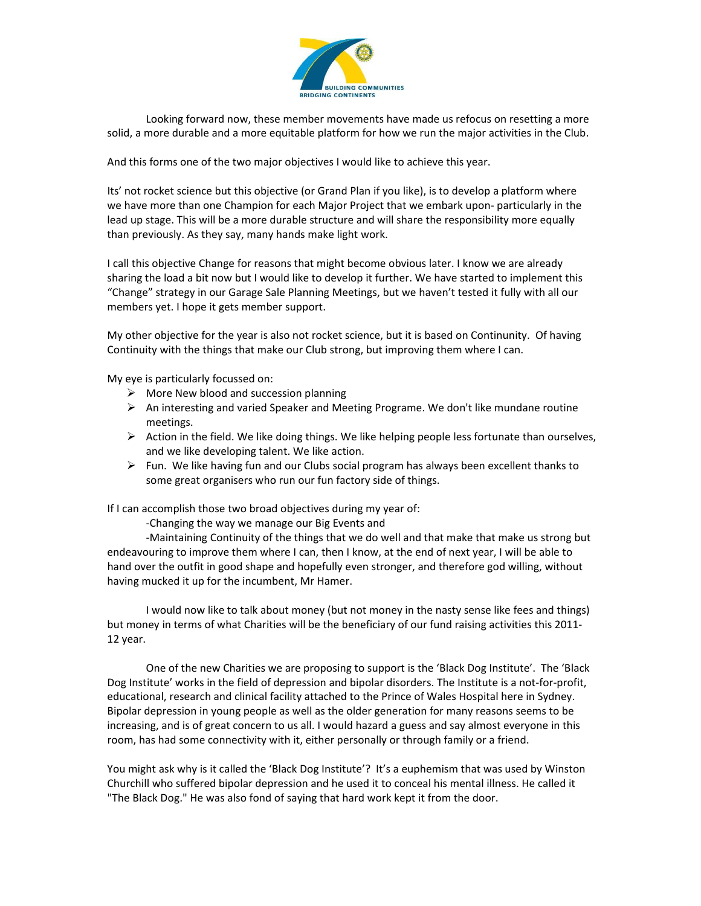Looking forward now, these member movements have made us refocus on resetting a more solid, a more durable and a more equitable platform for how we run the major activities in the Club.

And this forms one of the two major objectives I would like to achieve this year.

Its' not rocket science but this objective (or Grand Plan if you like), is to develop a platform where we have more than one Champion for each Major Project that we embark upon- particularly in the lead up stage. This will be a more durable structure and will share the responsibility more equally than previously. As they say, many hands make light work.

I call this objective Change for reasons that might become obvious later. I know we are already sharing the load a bit now but I would like to develop it further. We have started to implement this "Change" strategy in our Garage Sale Planning Meetings, but we haven't tested it fully with all our members yet. I hope it gets member support.

My other objective for the year is also not rocket science, but it is based on Continunity. Of having Continuity with the things that make our Club strong, but improving them where I can.

My eye is particularly focussed on:

- More New blood and succession planning
- An interesting and varied Speaker and Meeting Programe. We don't like mundane routine meetings.
- Action in the field. We like doing things. We like helping people less fortunate than ourselves, and we like developing talent. We like action.
- Fun. We like having fun and our Clubs social program has always been excellent thanks to some great organisers who run our fun factory side of things.

If I can accomplish those two broad objectives during my year of:

-Changing the way we manage our Big Events and

-Maintaining Continuity of the things that we do well and that make that make us strong but endeavouring to improve them where I can, then I know, at the end of next year, I will be able to hand over the outfit in good shape and hopefully even stronger, and therefore god willing, without having mucked it up for the incumbent, Mr Hamer.

I would now like to talk about money (but not money in the nasty sense like fees and things) but money in terms of what Charities will be the beneficiary of our fund raising activities this 2011-12 year.

One of the new Charities we are proposing to support is the 'Black Dog Institute'. The 'Black Dog Institute' works in the field of depression and bipolar disorders. The Institute is a not-for-profit, educational, research and clinical facility attached to the Prince of Wales Hospital here in Sydney. Bipolar depression in young people as well as the older generation for many reasons seems to be increasing, and is of great concern to us all. I would hazard a guess and say almost everyone in this room, has had some connectivity with it, either personally or through family or a friend.

You might ask why is it called the 'Black Dog Institute'? It's a euphemism that was used by Winston Churchill who suffered bipolar depression and he used it to conceal his mental illness. He called it "The Black Dog." He was also fond of saying that hard work kept it from the door.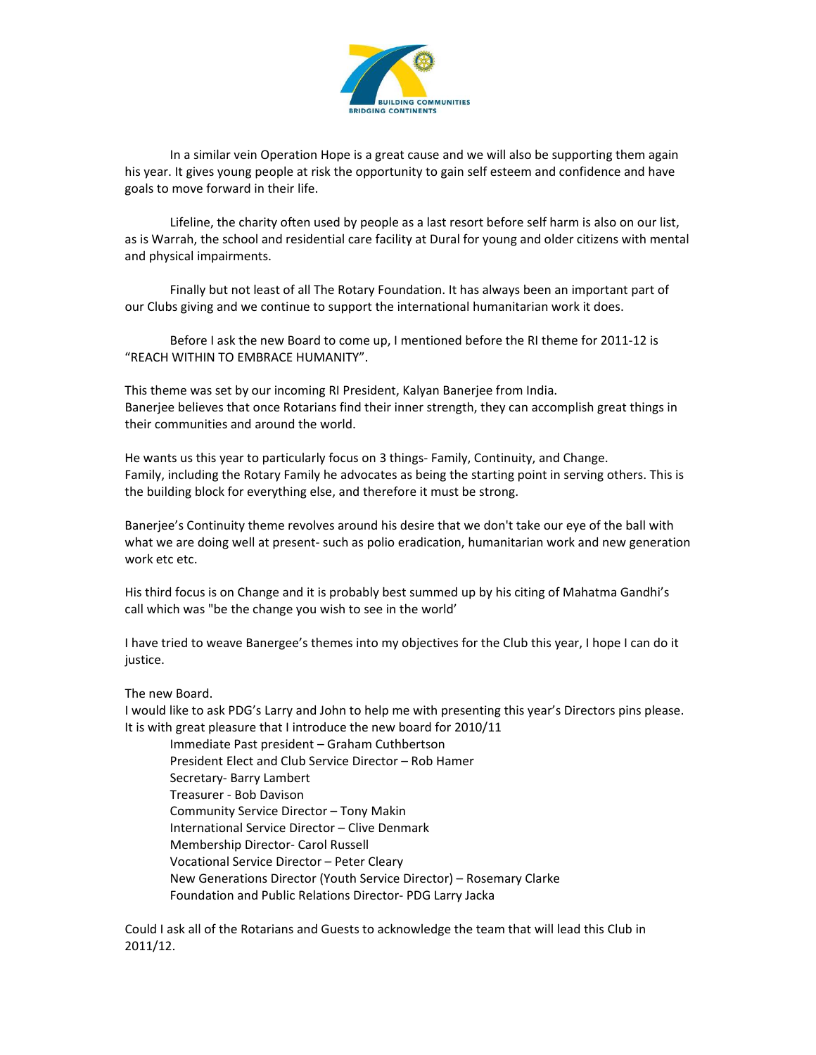In a similar vein Operation Hope is a great cause and we will also be supporting them again his year. It gives young people at risk the opportunity to gain self esteem and confidence and have goals to move forward in their life.

Lifeline, the charity often used by people as a last resort before self harm is also on our list, as is Warrah, the school and residential care facility at Dural for young and older citizens with mental and physical impairments.

Finally but not least of all The Rotary Foundation. It has always been an important part of our Clubs giving and we continue to support the international humanitarian work it does.

Before I ask the new Board to come up, I mentioned before the RI theme for 2011-12 is "REACH WITHIN TO EMBRACE HUMANITY".

This theme was set by our incoming RI President, Kalyan Banerjee from India.
Banerjee believes that once Rotarians find their inner strength, they can accomplish great things in their communities and around the world.

He wants us this year to particularly focus on 3 things- Family, Continuity, and Change.
Family, including the Rotary Family he advocates as being the starting point in serving others. This is the building block for everything else, and therefore it must be strong.

Banerjee's Continuity theme revolves around his desire that we don't take our eye of the ball with what we are doing well at present- such as polio eradication, humanitarian work and new generation work etc etc.

His third focus is on Change and it is probably best summed up by his citing of Mahatma Gandhi's call which was "be the change you wish to see in the world'

I have tried to weave Banergee's themes into my objectives for the Club this year, I hope I can do it justice.

The new Board.
I would like to ask PDG's Larry and John to help me with presenting this year's Directors pins please.
It is with great pleasure that I introduce the new board for 2010/11

Immediate Past president – Graham Cuthbertson
President Elect and Club Service Director – Rob Hamer
Secretary- Barry Lambert
Treasurer - Bob Davison
Community Service Director – Tony Makin
International Service Director – Clive Denmark
Membership Director- Carol Russell
Vocational Service Director – Peter Cleary
New Generations Director (Youth Service Director) – Rosemary Clarke
Foundation and Public Relations Director- PDG Larry Jacka

Could I ask all of the Rotarians and Guests to acknowledge the team that will lead this Club in 2011/12.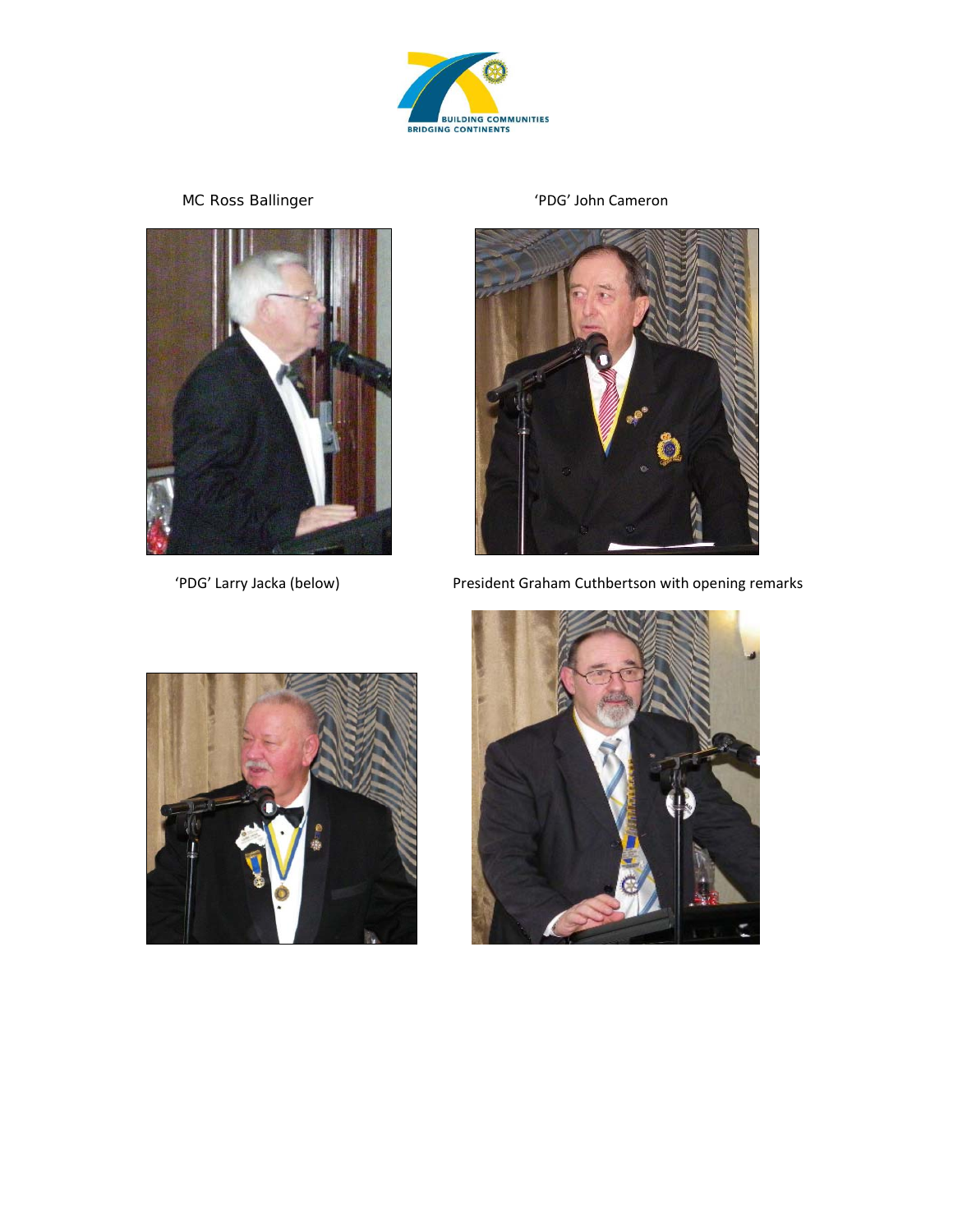MC Ross Ballinger

'PDG' John Cameron

'PDG' Larry Jacka (below)

President Graham Cuthbertson with opening remarks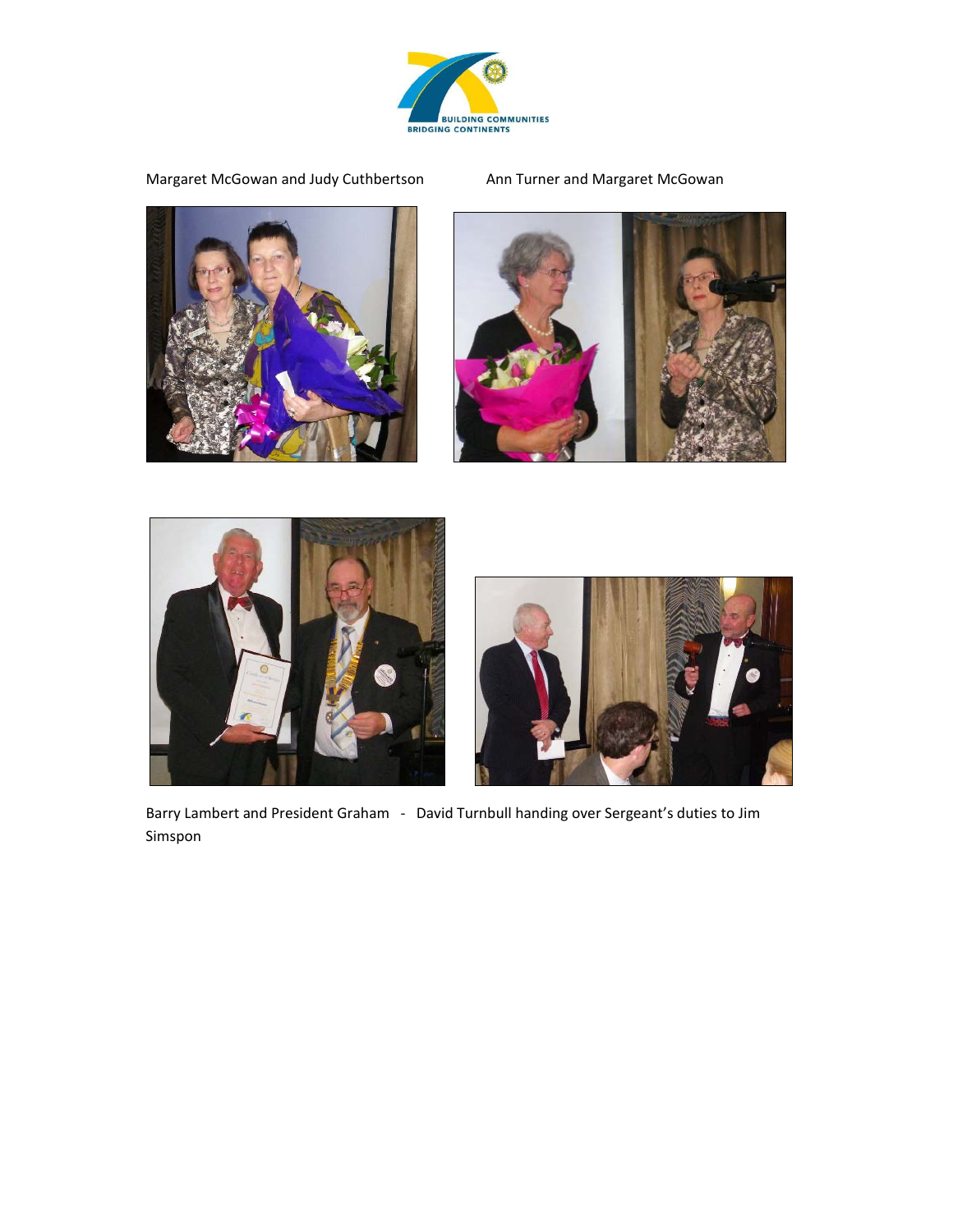Margaret McGowan and Judy Cuthbertson

Ann Turner and Margaret McGowan

Barry Lambert and President Graham - David Turnbull handing over Sergeant's duties to Jim Simspon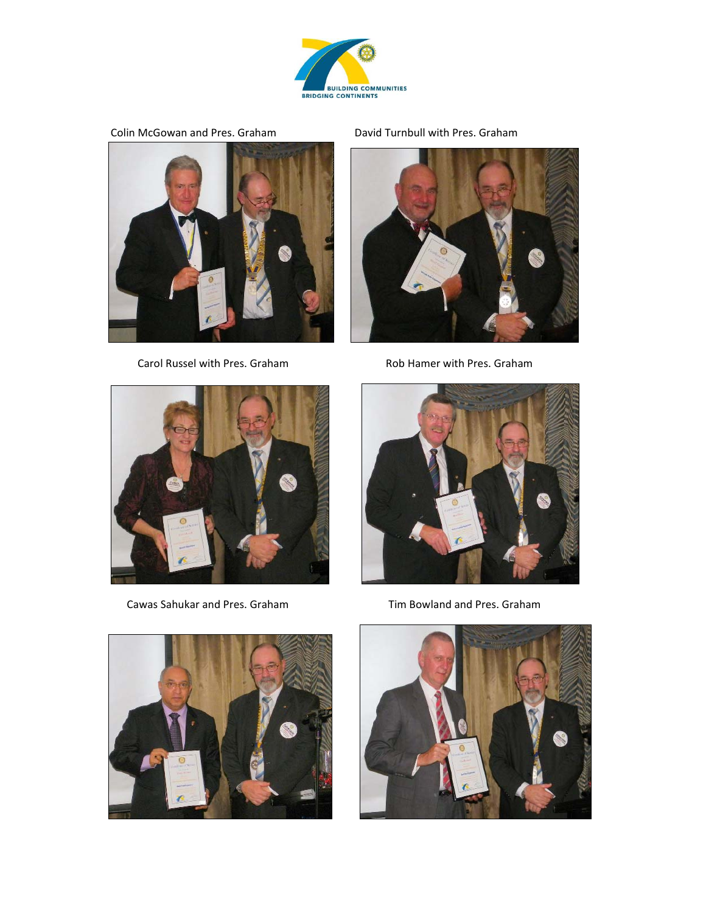Colin McGowan and Pres. Graham

David Turnbull with Pres. Graham

Carol Russel with Pres. Graham

Rob Hamer with Pres. Graham

Cawas Sahukar and Pres. Graham

Tim Bowland and Pres. Graham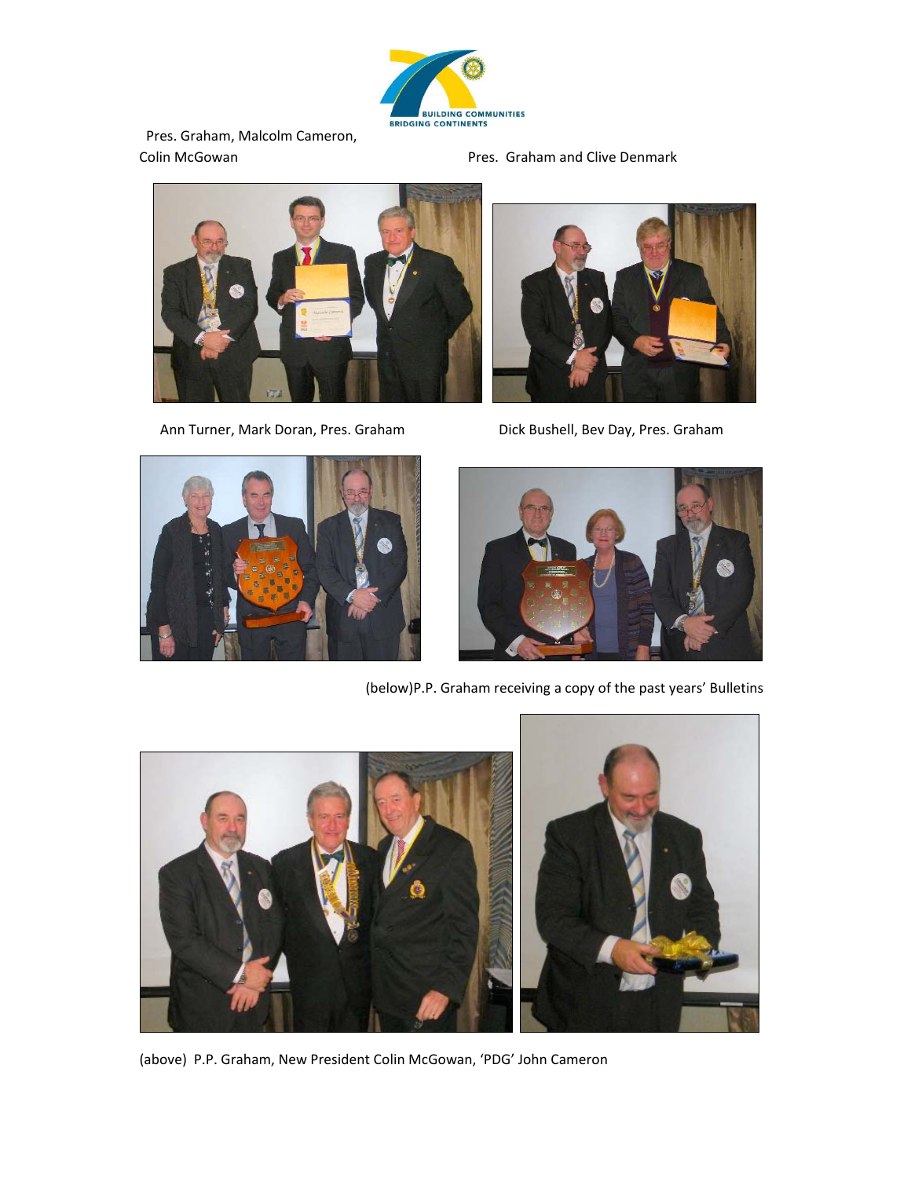Pres. Graham, Malcolm Cameron, Colin McGowan

Pres. Graham and Clive Denmark

Ann Turner, Mark Doran, Pres. Graham

Dick Bushell, Bev Day, Pres. Graham

(below)P.P. Graham receiving a copy of the past years' Bulletins

(above) P.P. Graham, New President Colin McGowan, 'PDG' John Cameron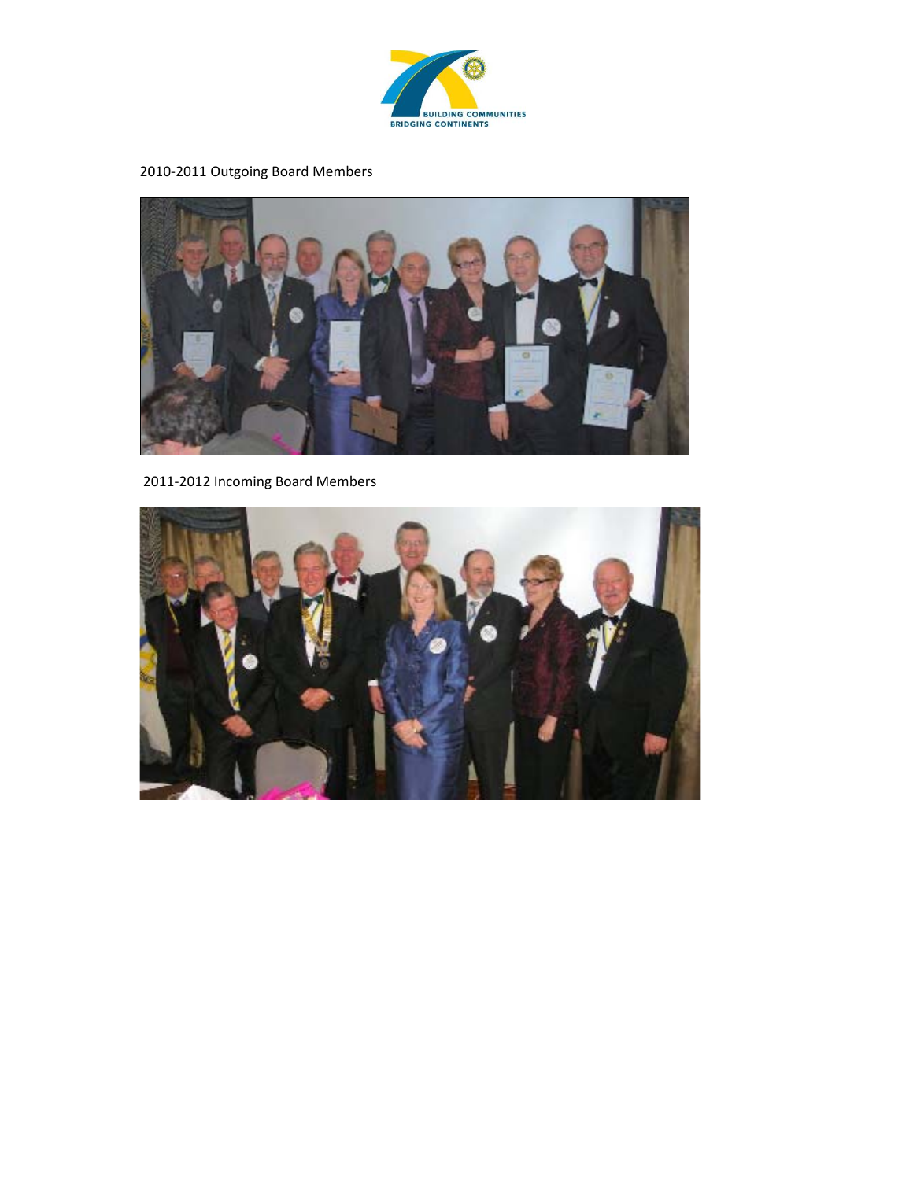2010-2011 Outgoing Board Members

2011-2012 Incoming Board Members